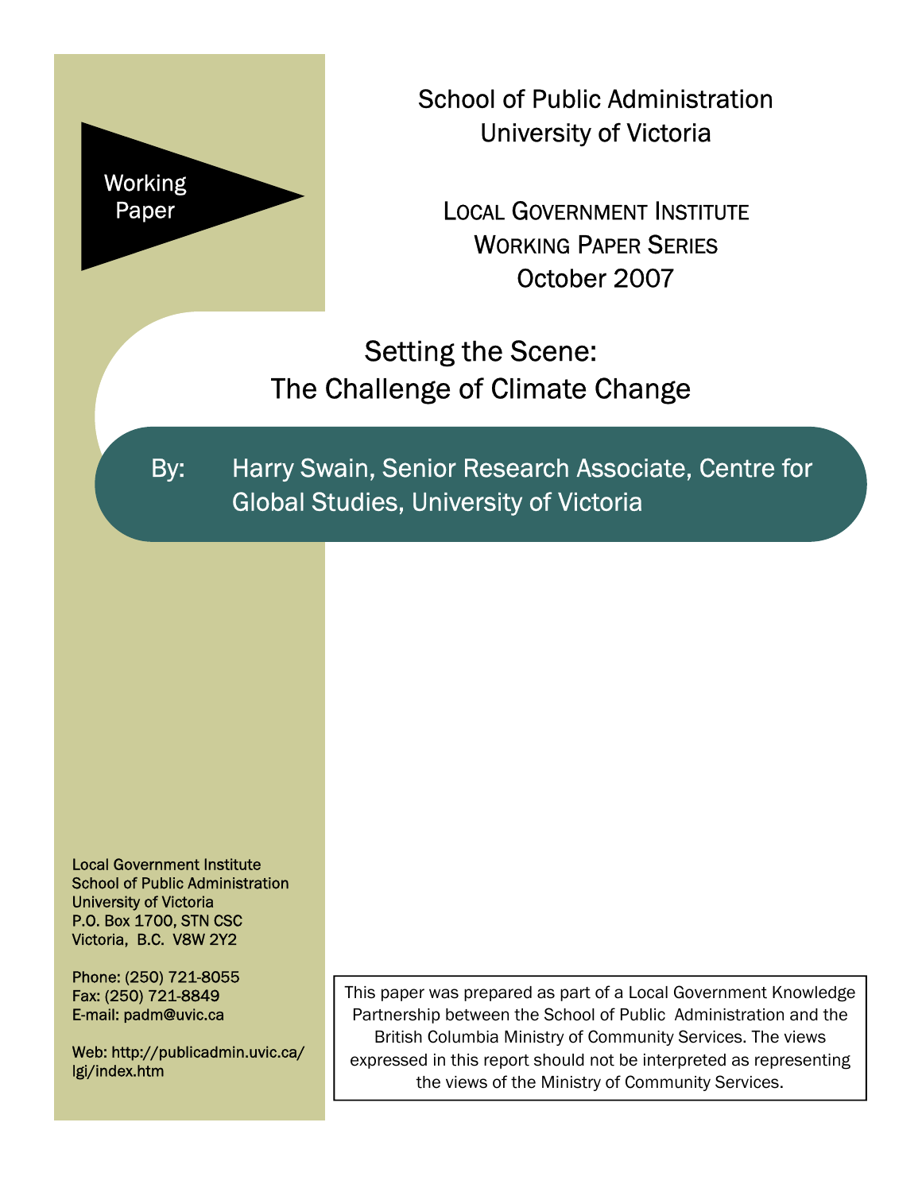Working Paper

School of Public Administration
University of Victoria

LOCAL GOVERNMENT INSTITUTE
WORKING PAPER SERIES
October 2007

# Setting the Scene: The Challenge of Climate Change

By: Harry Swain, Senior Research Associate, Centre for Global Studies, University of Victoria

Local Government Institute
School of Public Administration
University of Victoria
P.O. Box 1700, STN CSC
Victoria, B.C. V8W 2Y2

Phone: (250) 721-8055
Fax: (250) 721-8849
E-mail: padm@uvic.ca

Web: http://publicadmin.uvic.ca/lgi/index.htm

This paper was prepared as part of a Local Government Knowledge Partnership between the School of Public Administration and the British Columbia Ministry of Community Services. The views expressed in this report should not be interpreted as representing the views of the Ministry of Community Services.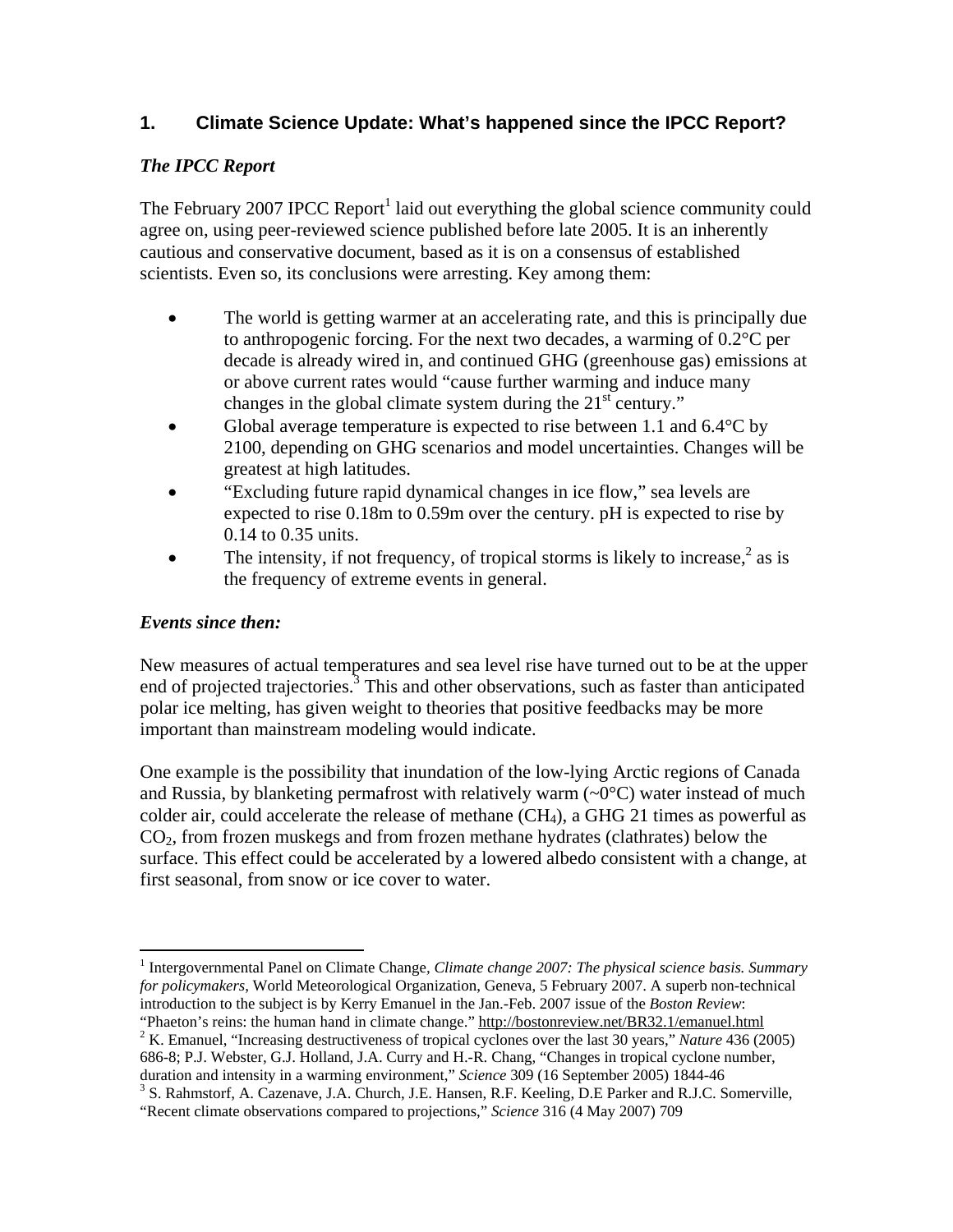## 1. Climate Science Update: What's happened since the IPCC Report?

### *The IPCC Report*

The February 2007 IPCC Report[1] laid out everything the global science community could agree on, using peer-reviewed science published before late 2005. It is an inherently cautious and conservative document, based as it is on a consensus of established scientists. Even so, its conclusions were arresting. Key among them:

- The world is getting warmer at an accelerating rate, and this is principally due to anthropogenic forcing. For the next two decades, a warming of 0.2°C per decade is already wired in, and continued GHG (greenhouse gas) emissions at or above current rates would "cause further warming and induce many changes in the global climate system during the 21st century."
- Global average temperature is expected to rise between 1.1 and 6.4°C by 2100, depending on GHG scenarios and model uncertainties. Changes will be greatest at high latitudes.
- "Excluding future rapid dynamical changes in ice flow," sea levels are expected to rise 0.18m to 0.59m over the century. pH is expected to rise by 0.14 to 0.35 units.
- The intensity, if not frequency, of tropical storms is likely to increase,[2] as is the frequency of extreme events in general.

### *Events since then:*

New measures of actual temperatures and sea level rise have turned out to be at the upper end of projected trajectories.[3] This and other observations, such as faster than anticipated polar ice melting, has given weight to theories that positive feedbacks may be more important than mainstream modeling would indicate.

One example is the possibility that inundation of the low-lying Arctic regions of Canada and Russia, by blanketing permafrost with relatively warm (~0°C) water instead of much colder air, could accelerate the release of methane ($CH_4$), a GHG 21 times as powerful as $CO_2$, from frozen muskegs and from frozen methane hydrates (clathrates) below the surface. This effect could be accelerated by a lowered albedo consistent with a change, at first seasonal, from snow or ice cover to water.

---

[1] Intergovernmental Panel on Climate Change, *Climate change 2007: The physical science basis. Summary for policymakers*, World Meteorological Organization, Geneva, 5 February 2007. A superb non-technical introduction to the subject is by Kerry Emanuel in the Jan.-Feb. 2007 issue of the *Boston Review*: "Phaeton's reins: the human hand in climate change." http://bostonreview.net/BR32.1/emanuel.html

[2] K. Emanuel, "Increasing destructiveness of tropical cyclones over the last 30 years," *Nature* 436 (2005) 686-8; P.J. Webster, G.J. Holland, J.A. Curry and H.-R. Chang, "Changes in tropical cyclone number, duration and intensity in a warming environment," *Science* 309 (16 September 2005) 1844-46

[3] S. Rahmstorf, A. Cazenave, J.A. Church, J.E. Hansen, R.F. Keeling, D.E Parker and R.J.C. Somerville, "Recent climate observations compared to projections," *Science* 316 (4 May 2007) 709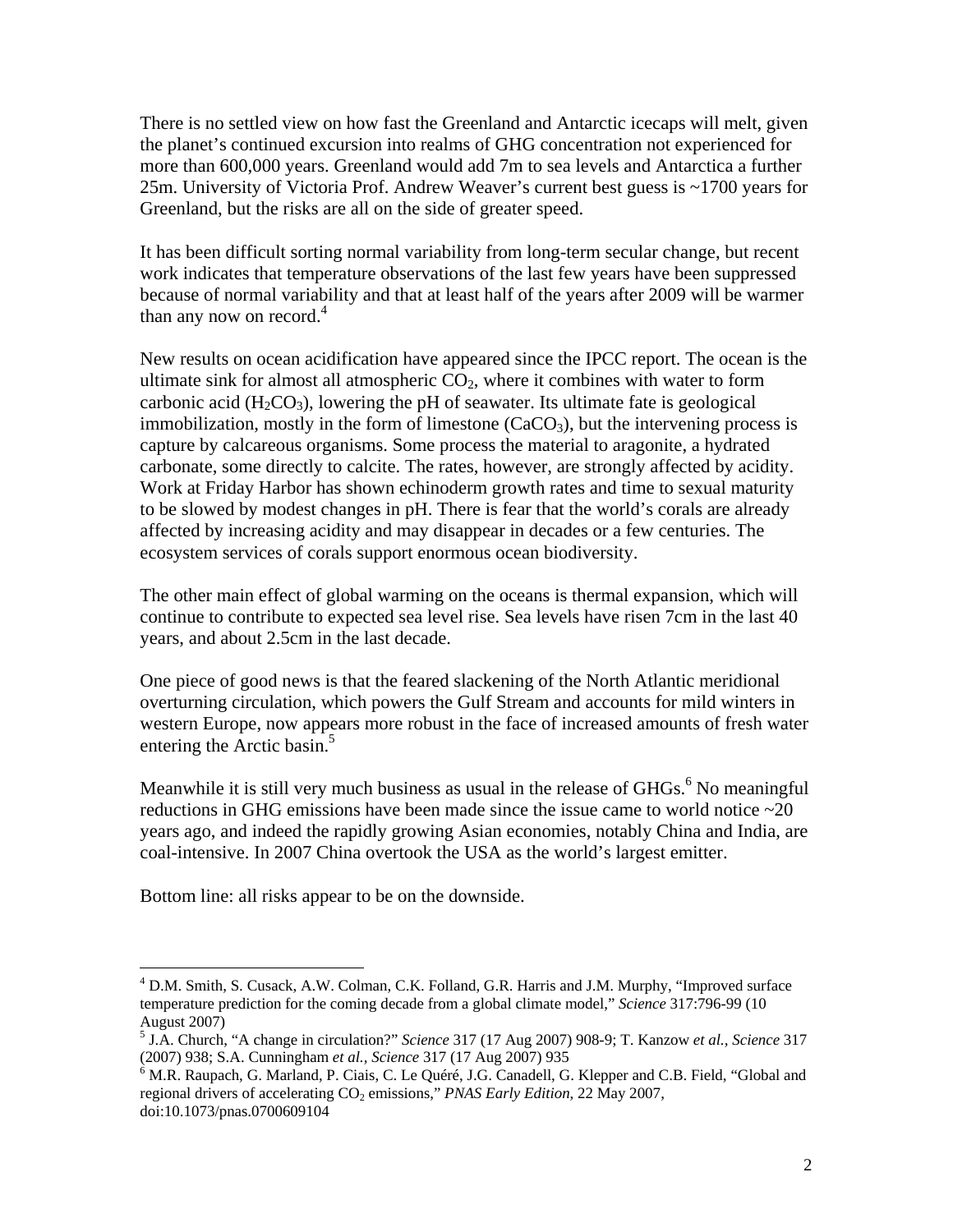There is no settled view on how fast the Greenland and Antarctic icecaps will melt, given the planet's continued excursion into realms of GHG concentration not experienced for more than 600,000 years. Greenland would add 7m to sea levels and Antarctica a further 25m. University of Victoria Prof. Andrew Weaver's current best guess is ~1700 years for Greenland, but the risks are all on the side of greater speed.

It has been difficult sorting normal variability from long-term secular change, but recent work indicates that temperature observations of the last few years have been suppressed because of normal variability and that at least half of the years after 2009 will be warmer than any now on record.[4]

New results on ocean acidification have appeared since the IPCC report. The ocean is the ultimate sink for almost all atmospheric $CO_2$, where it combines with water to form carbonic acid ($H_2CO_3$), lowering the pH of seawater. Its ultimate fate is geological immobilization, mostly in the form of limestone ($CaCO_3$), but the intervening process is capture by calcareous organisms. Some process the material to aragonite, a hydrated carbonate, some directly to calcite. The rates, however, are strongly affected by acidity. Work at Friday Harbor has shown echinoderm growth rates and time to sexual maturity to be slowed by modest changes in pH. There is fear that the world's corals are already affected by increasing acidity and may disappear in decades or a few centuries. The ecosystem services of corals support enormous ocean biodiversity.

The other main effect of global warming on the oceans is thermal expansion, which will continue to contribute to expected sea level rise. Sea levels have risen 7cm in the last 40 years, and about 2.5cm in the last decade.

One piece of good news is that the feared slackening of the North Atlantic meridional overturning circulation, which powers the Gulf Stream and accounts for mild winters in western Europe, now appears more robust in the face of increased amounts of fresh water entering the Arctic basin.[5]

Meanwhile it is still very much business as usual in the release of GHGs.[6] No meaningful reductions in GHG emissions have been made since the issue came to world notice ~20 years ago, and indeed the rapidly growing Asian economies, notably China and India, are coal-intensive. In 2007 China overtook the USA as the world's largest emitter.

Bottom line: all risks appear to be on the downside.

---

[4] D.M. Smith, S. Cusack, A.W. Colman, C.K. Folland, G.R. Harris and J.M. Murphy, "Improved surface temperature prediction for the coming decade from a global climate model," *Science* 317:796-99 (10 August 2007)

[5] J.A. Church, "A change in circulation?" *Science* 317 (17 Aug 2007) 908-9; T. Kanzow *et al., Science* 317 (2007) 938; S.A. Cunningham *et al., Science* 317 (17 Aug 2007) 935

[6] M.R. Raupach, G. Marland, P. Ciais, C. Le Quéré, J.G. Canadell, G. Klepper and C.B. Field, "Global and regional drivers of accelerating $CO_2$ emissions," *PNAS Early Edition,* 22 May 2007, doi:10.1073/pnas.0700609104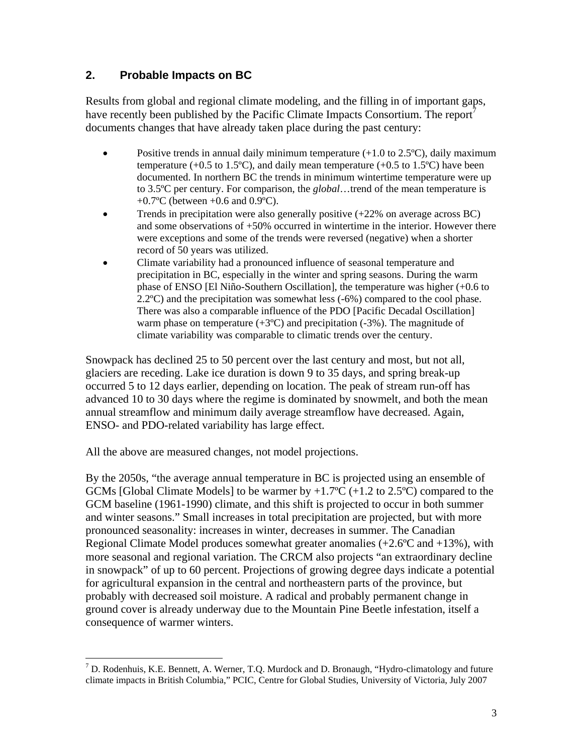## 2. Probable Impacts on BC

Results from global and regional climate modeling, and the filling in of important gaps, have recently been published by the Pacific Climate Impacts Consortium. The report[7] documents changes that have already taken place during the past century:

- Positive trends in annual daily minimum temperature (+1.0 to 2.5ºC), daily maximum temperature (+0.5 to 1.5ºC), and daily mean temperature (+0.5 to 1.5ºC) have been documented. In northern BC the trends in minimum wintertime temperature were up to 3.5ºC per century. For comparison, the *global*…trend of the mean temperature is +0.7ºC (between +0.6 and 0.9ºC).
- Trends in precipitation were also generally positive (+22% on average across BC) and some observations of +50% occurred in wintertime in the interior. However there were exceptions and some of the trends were reversed (negative) when a shorter record of 50 years was utilized.
- Climate variability had a pronounced influence of seasonal temperature and precipitation in BC, especially in the winter and spring seasons. During the warm phase of ENSO [El Niño-Southern Oscillation], the temperature was higher (+0.6 to 2.2ºC) and the precipitation was somewhat less (-6%) compared to the cool phase. There was also a comparable influence of the PDO [Pacific Decadal Oscillation] warm phase on temperature (+3ºC) and precipitation (-3%). The magnitude of climate variability was comparable to climatic trends over the century.

Snowpack has declined 25 to 50 percent over the last century and most, but not all, glaciers are receding. Lake ice duration is down 9 to 35 days, and spring break-up occurred 5 to 12 days earlier, depending on location. The peak of stream run-off has advanced 10 to 30 days where the regime is dominated by snowmelt, and both the mean annual streamflow and minimum daily average streamflow have decreased. Again, ENSO- and PDO-related variability has large effect.

All the above are measured changes, not model projections.

By the 2050s, "the average annual temperature in BC is projected using an ensemble of GCMs [Global Climate Models] to be warmer by +1.7ºC (+1.2 to 2.5ºC) compared to the GCM baseline (1961-1990) climate, and this shift is projected to occur in both summer and winter seasons." Small increases in total precipitation are projected, but with more pronounced seasonality: increases in winter, decreases in summer. The Canadian Regional Climate Model produces somewhat greater anomalies (+2.6ºC and +13%), with more seasonal and regional variation. The CRCM also projects "an extraordinary decline in snowpack" of up to 60 percent. Projections of growing degree days indicate a potential for agricultural expansion in the central and northeastern parts of the province, but probably with decreased soil moisture. A radical and probably permanent change in ground cover is already underway due to the Mountain Pine Beetle infestation, itself a consequence of warmer winters.

[7] D. Rodenhuis, K.E. Bennett, A. Werner, T.Q. Murdock and D. Bronaugh, "Hydro-climatology and future climate impacts in British Columbia," PCIC, Centre for Global Studies, University of Victoria, July 2007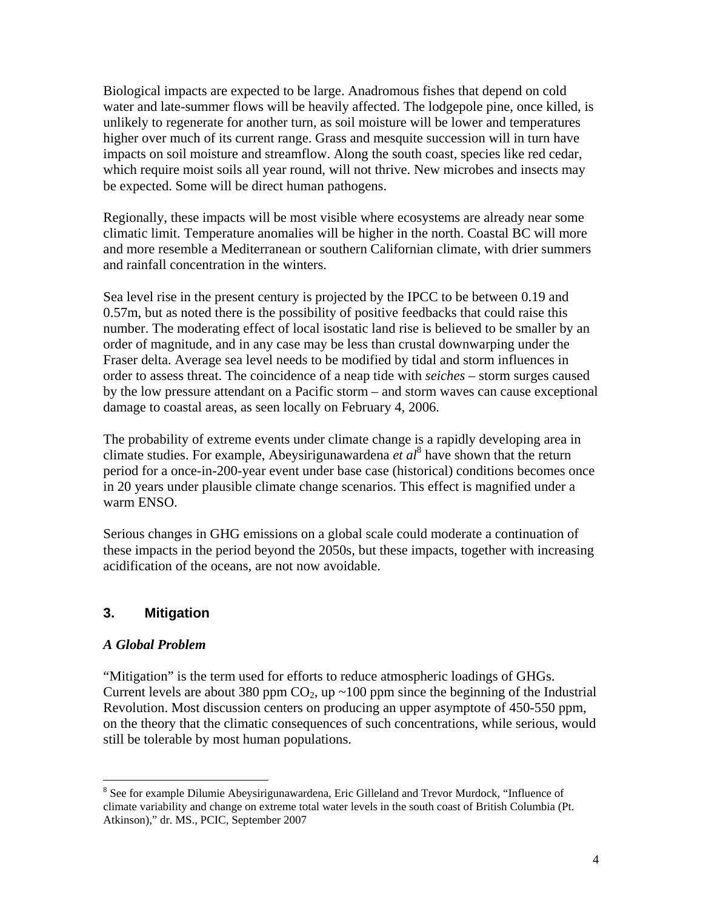Biological impacts are expected to be large. Anadromous fishes that depend on cold water and late-summer flows will be heavily affected. The lodgepole pine, once killed, is unlikely to regenerate for another turn, as soil moisture will be lower and temperatures higher over much of its current range. Grass and mesquite succession will in turn have impacts on soil moisture and streamflow. Along the south coast, species like red cedar, which require moist soils all year round, will not thrive. New microbes and insects may be expected. Some will be direct human pathogens.

Regionally, these impacts will be most visible where ecosystems are already near some climatic limit. Temperature anomalies will be higher in the north. Coastal BC will more and more resemble a Mediterranean or southern Californian climate, with drier summers and rainfall concentration in the winters.

Sea level rise in the present century is projected by the IPCC to be between 0.19 and 0.57m, but as noted there is the possibility of positive feedbacks that could raise this number. The moderating effect of local isostatic land rise is believed to be smaller by an order of magnitude, and in any case may be less than crustal downwarping under the Fraser delta. Average sea level needs to be modified by tidal and storm influences in order to assess threat. The coincidence of a neap tide with *seiches* – storm surges caused by the low pressure attendant on a Pacific storm – and storm waves can cause exceptional damage to coastal areas, as seen locally on February 4, 2006.

The probability of extreme events under climate change is a rapidly developing area in climate studies. For example, Abeysirigunawardena *et al*[8] have shown that the return period for a once-in-200-year event under base case (historical) conditions becomes once in 20 years under plausible climate change scenarios. This effect is magnified under a warm ENSO.

Serious changes in GHG emissions on a global scale could moderate a continuation of these impacts in the period beyond the 2050s, but these impacts, together with increasing acidification of the oceans, are not now avoidable.

## 3. Mitigation

### *A Global Problem*

"Mitigation" is the term used for efforts to reduce atmospheric loadings of GHGs. Current levels are about 380 ppm $CO_2$, up ~100 ppm since the beginning of the Industrial Revolution. Most discussion centers on producing an upper asymptote of 450-550 ppm, on the theory that the climatic consequences of such concentrations, while serious, would still be tolerable by most human populations.

[8] See for example Dilumie Abeysirigunawardena, Eric Gilleland and Trevor Murdock, "Influence of climate variability and change on extreme total water levels in the south coast of British Columbia (Pt. Atkinson)," dr. MS., PCIC, September 2007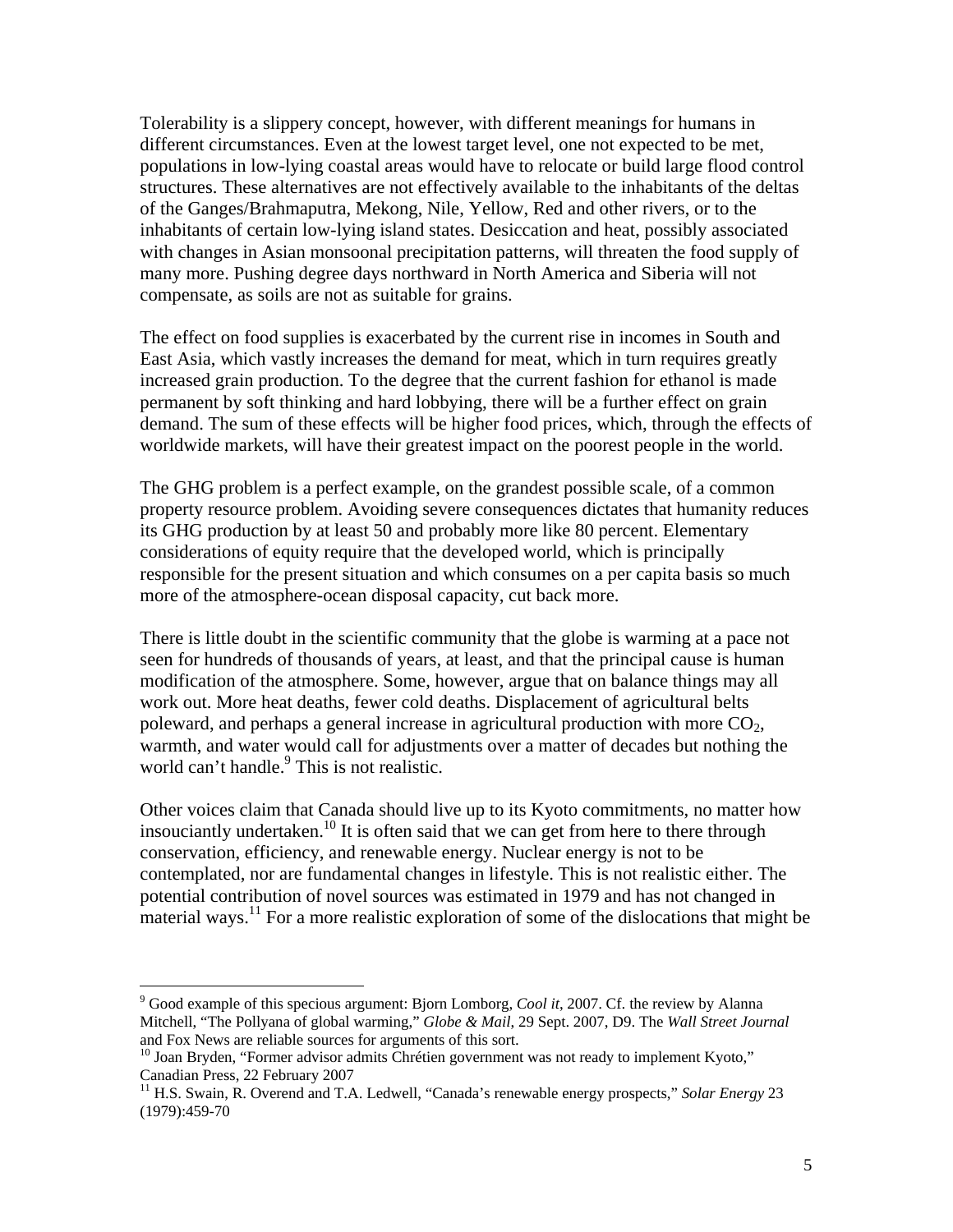Tolerability is a slippery concept, however, with different meanings for humans in different circumstances. Even at the lowest target level, one not expected to be met, populations in low-lying coastal areas would have to relocate or build large flood control structures. These alternatives are not effectively available to the inhabitants of the deltas of the Ganges/Brahmaputra, Mekong, Nile, Yellow, Red and other rivers, or to the inhabitants of certain low-lying island states. Desiccation and heat, possibly associated with changes in Asian monsoonal precipitation patterns, will threaten the food supply of many more. Pushing degree days northward in North America and Siberia will not compensate, as soils are not as suitable for grains.

The effect on food supplies is exacerbated by the current rise in incomes in South and East Asia, which vastly increases the demand for meat, which in turn requires greatly increased grain production. To the degree that the current fashion for ethanol is made permanent by soft thinking and hard lobbying, there will be a further effect on grain demand. The sum of these effects will be higher food prices, which, through the effects of worldwide markets, will have their greatest impact on the poorest people in the world.

The GHG problem is a perfect example, on the grandest possible scale, of a common property resource problem. Avoiding severe consequences dictates that humanity reduces its GHG production by at least 50 and probably more like 80 percent. Elementary considerations of equity require that the developed world, which is principally responsible for the present situation and which consumes on a per capita basis so much more of the atmosphere-ocean disposal capacity, cut back more.

There is little doubt in the scientific community that the globe is warming at a pace not seen for hundreds of thousands of years, at least, and that the principal cause is human modification of the atmosphere. Some, however, argue that on balance things may all work out. More heat deaths, fewer cold deaths. Displacement of agricultural belts poleward, and perhaps a general increase in agricultural production with more $CO_2$, warmth, and water would call for adjustments over a matter of decades but nothing the world can't handle.[9] This is not realistic.

Other voices claim that Canada should live up to its Kyoto commitments, no matter how insouciantly undertaken.[10] It is often said that we can get from here to there through conservation, efficiency, and renewable energy. Nuclear energy is not to be contemplated, nor are fundamental changes in lifestyle. This is not realistic either. The potential contribution of novel sources was estimated in 1979 and has not changed in material ways.[11] For a more realistic exploration of some of the dislocations that might be

---

[9] Good example of this specious argument: Bjorn Lomborg, *Cool it*, 2007. Cf. the review by Alanna Mitchell, "The Pollyana of global warming," *Globe & Mail*, 29 Sept. 2007, D9. The *Wall Street Journal* and Fox News are reliable sources for arguments of this sort.

[10] Joan Bryden, "Former advisor admits Chrétien government was not ready to implement Kyoto," Canadian Press, 22 February 2007

[11] H.S. Swain, R. Overend and T.A. Ledwell, "Canada's renewable energy prospects," *Solar Energy* 23 (1979):459-70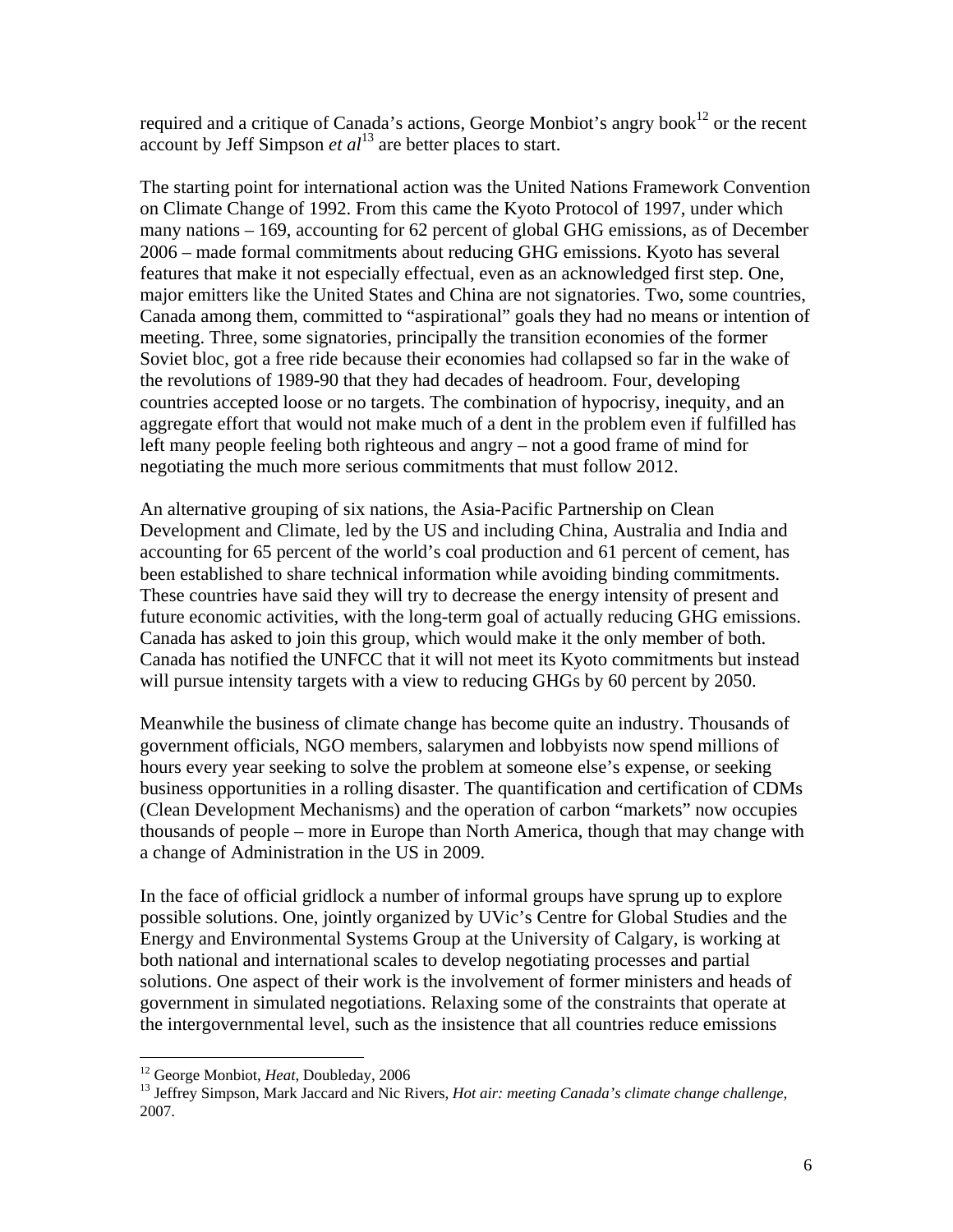required and a critique of Canada's actions, George Monbiot's angry book[12] or the recent account by Jeff Simpson *et al*[13] are better places to start.

The starting point for international action was the United Nations Framework Convention on Climate Change of 1992. From this came the Kyoto Protocol of 1997, under which many nations – 169, accounting for 62 percent of global GHG emissions, as of December 2006 – made formal commitments about reducing GHG emissions. Kyoto has several features that make it not especially effectual, even as an acknowledged first step. One, major emitters like the United States and China are not signatories. Two, some countries, Canada among them, committed to "aspirational" goals they had no means or intention of meeting. Three, some signatories, principally the transition economies of the former Soviet bloc, got a free ride because their economies had collapsed so far in the wake of the revolutions of 1989-90 that they had decades of headroom. Four, developing countries accepted loose or no targets. The combination of hypocrisy, inequity, and an aggregate effort that would not make much of a dent in the problem even if fulfilled has left many people feeling both righteous and angry – not a good frame of mind for negotiating the much more serious commitments that must follow 2012.

An alternative grouping of six nations, the Asia-Pacific Partnership on Clean Development and Climate, led by the US and including China, Australia and India and accounting for 65 percent of the world's coal production and 61 percent of cement, has been established to share technical information while avoiding binding commitments. These countries have said they will try to decrease the energy intensity of present and future economic activities, with the long-term goal of actually reducing GHG emissions. Canada has asked to join this group, which would make it the only member of both. Canada has notified the UNFCC that it will not meet its Kyoto commitments but instead will pursue intensity targets with a view to reducing GHGs by 60 percent by 2050.

Meanwhile the business of climate change has become quite an industry. Thousands of government officials, NGO members, salarymen and lobbyists now spend millions of hours every year seeking to solve the problem at someone else's expense, or seeking business opportunities in a rolling disaster. The quantification and certification of CDMs (Clean Development Mechanisms) and the operation of carbon "markets" now occupies thousands of people – more in Europe than North America, though that may change with a change of Administration in the US in 2009.

In the face of official gridlock a number of informal groups have sprung up to explore possible solutions. One, jointly organized by UVic's Centre for Global Studies and the Energy and Environmental Systems Group at the University of Calgary, is working at both national and international scales to develop negotiating processes and partial solutions. One aspect of their work is the involvement of former ministers and heads of government in simulated negotiations. Relaxing some of the constraints that operate at the intergovernmental level, such as the insistence that all countries reduce emissions

---

[12] George Monbiot, *Heat*, Doubleday, 2006

[13] Jeffrey Simpson, Mark Jaccard and Nic Rivers, *Hot air: meeting Canada's climate change challenge*, 2007.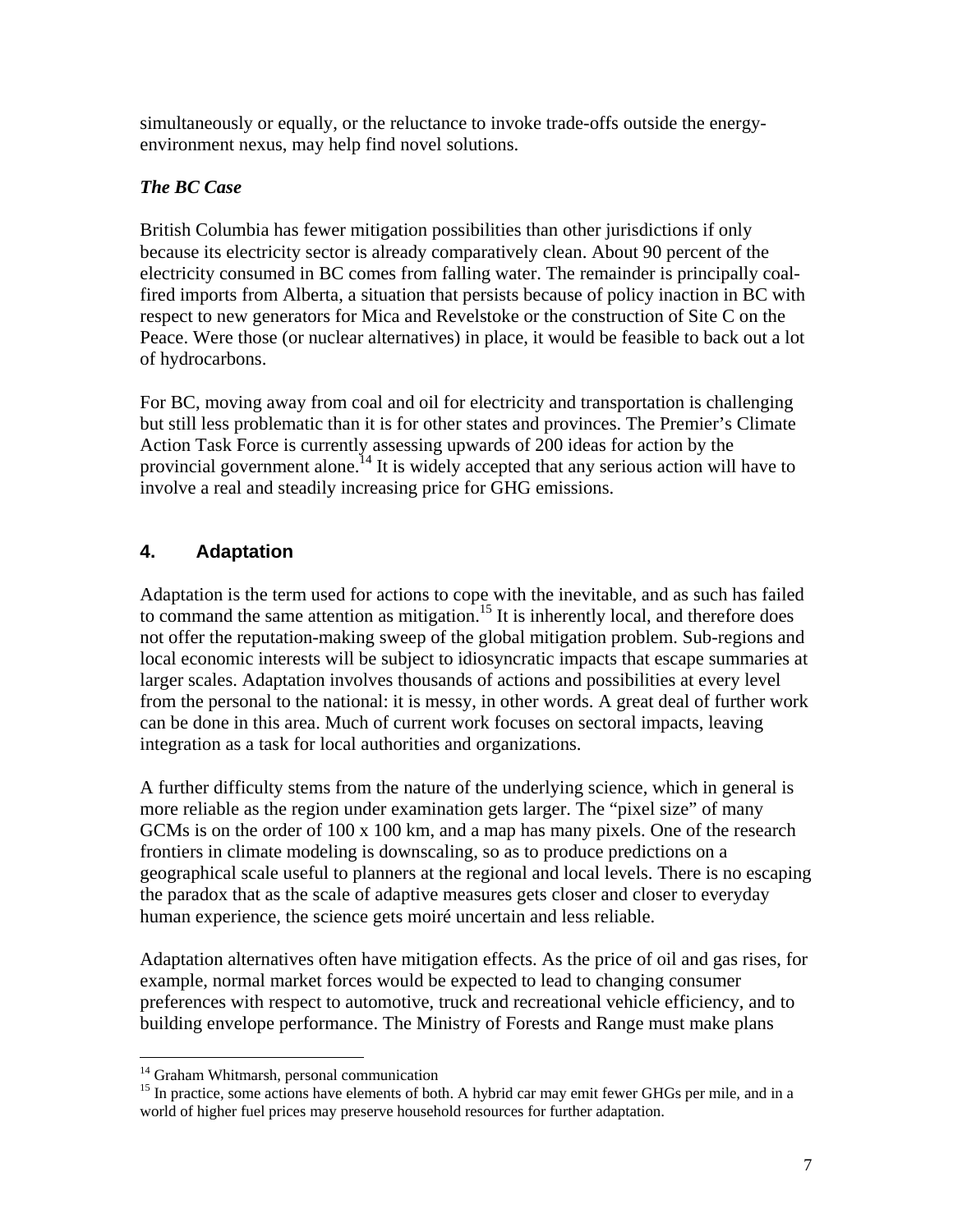simultaneously or equally, or the reluctance to invoke trade-offs outside the energy-environment nexus, may help find novel solutions.

### *The BC Case*

British Columbia has fewer mitigation possibilities than other jurisdictions if only because its electricity sector is already comparatively clean. About 90 percent of the electricity consumed in BC comes from falling water. The remainder is principally coal-fired imports from Alberta, a situation that persists because of policy inaction in BC with respect to new generators for Mica and Revelstoke or the construction of Site C on the Peace. Were those (or nuclear alternatives) in place, it would be feasible to back out a lot of hydrocarbons.

For BC, moving away from coal and oil for electricity and transportation is challenging but still less problematic than it is for other states and provinces. The Premier's Climate Action Task Force is currently assessing upwards of 200 ideas for action by the provincial government alone.[14] It is widely accepted that any serious action will have to involve a real and steadily increasing price for GHG emissions.

## 4. Adaptation

Adaptation is the term used for actions to cope with the inevitable, and as such has failed to command the same attention as mitigation.[15] It is inherently local, and therefore does not offer the reputation-making sweep of the global mitigation problem. Sub-regions and local economic interests will be subject to idiosyncratic impacts that escape summaries at larger scales. Adaptation involves thousands of actions and possibilities at every level from the personal to the national: it is messy, in other words. A great deal of further work can be done in this area. Much of current work focuses on sectoral impacts, leaving integration as a task for local authorities and organizations.

A further difficulty stems from the nature of the underlying science, which in general is more reliable as the region under examination gets larger. The "pixel size" of many GCMs is on the order of 100 x 100 km, and a map has many pixels. One of the research frontiers in climate modeling is downscaling, so as to produce predictions on a geographical scale useful to planners at the regional and local levels. There is no escaping the paradox that as the scale of adaptive measures gets closer and closer to everyday human experience, the science gets moiré uncertain and less reliable.

Adaptation alternatives often have mitigation effects. As the price of oil and gas rises, for example, normal market forces would be expected to lead to changing consumer preferences with respect to automotive, truck and recreational vehicle efficiency, and to building envelope performance. The Ministry of Forests and Range must make plans

---

[14] Graham Whitmarsh, personal communication

[15] In practice, some actions have elements of both. A hybrid car may emit fewer GHGs per mile, and in a world of higher fuel prices may preserve household resources for further adaptation.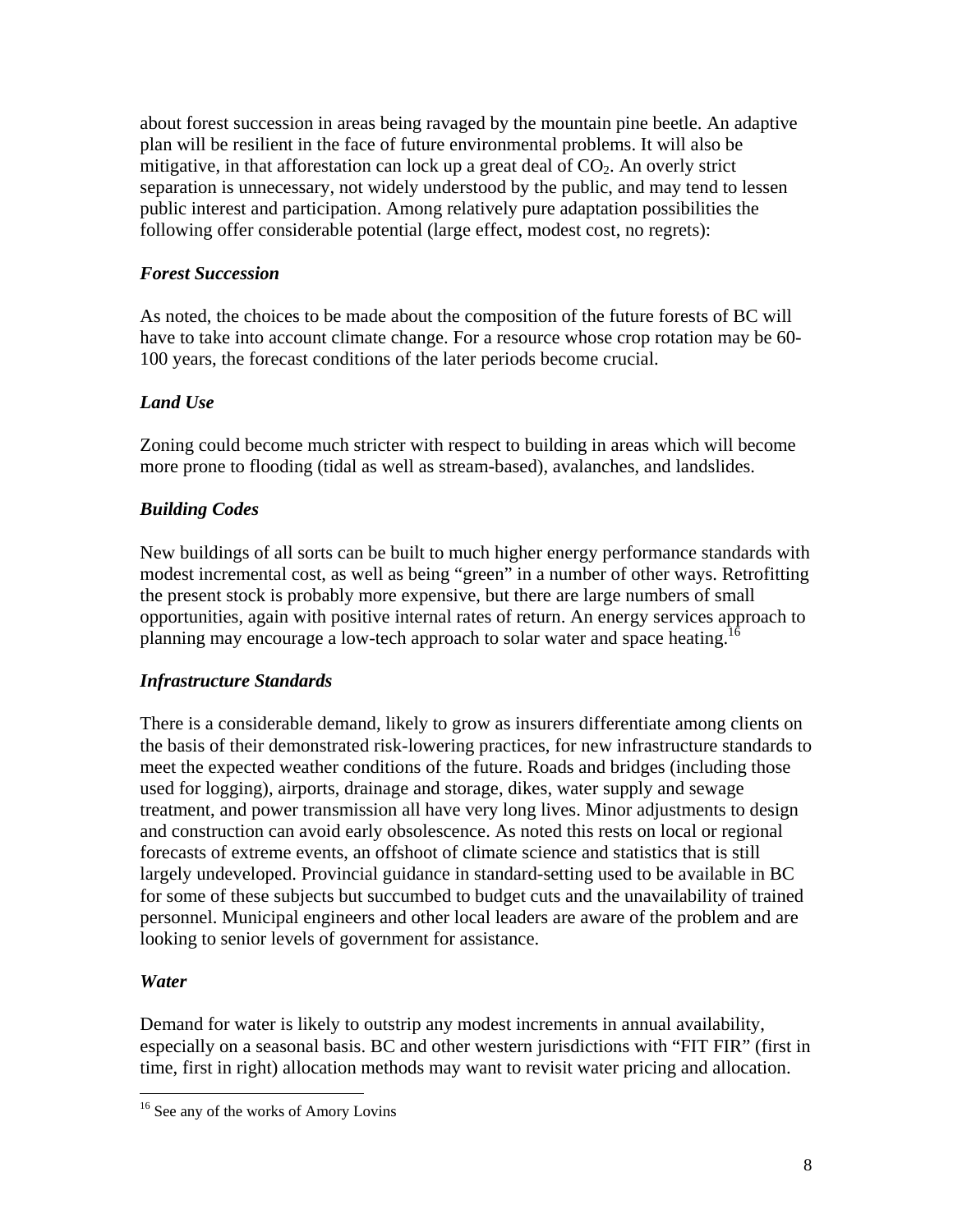about forest succession in areas being ravaged by the mountain pine beetle. An adaptive plan will be resilient in the face of future environmental problems. It will also be mitigative, in that afforestation can lock up a great deal of $CO_2$. An overly strict separation is unnecessary, not widely understood by the public, and may tend to lessen public interest and participation. Among relatively pure adaptation possibilities the following offer considerable potential (large effect, modest cost, no regrets):

### *Forest Succession*

As noted, the choices to be made about the composition of the future forests of BC will have to take into account climate change. For a resource whose crop rotation may be 60-100 years, the forecast conditions of the later periods become crucial.

### *Land Use*

Zoning could become much stricter with respect to building in areas which will become more prone to flooding (tidal as well as stream-based), avalanches, and landslides.

### *Building Codes*

New buildings of all sorts can be built to much higher energy performance standards with modest incremental cost, as well as being "green" in a number of other ways. Retrofitting the present stock is probably more expensive, but there are large numbers of small opportunities, again with positive internal rates of return. An energy services approach to planning may encourage a low-tech approach to solar water and space heating.[16]

### *Infrastructure Standards*

There is a considerable demand, likely to grow as insurers differentiate among clients on the basis of their demonstrated risk-lowering practices, for new infrastructure standards to meet the expected weather conditions of the future. Roads and bridges (including those used for logging), airports, drainage and storage, dikes, water supply and sewage treatment, and power transmission all have very long lives. Minor adjustments to design and construction can avoid early obsolescence. As noted this rests on local or regional forecasts of extreme events, an offshoot of climate science and statistics that is still largely undeveloped. Provincial guidance in standard-setting used to be available in BC for some of these subjects but succumbed to budget cuts and the unavailability of trained personnel. Municipal engineers and other local leaders are aware of the problem and are looking to senior levels of government for assistance.

### *Water*

Demand for water is likely to outstrip any modest increments in annual availability, especially on a seasonal basis. BC and other western jurisdictions with "FIT FIR" (first in time, first in right) allocation methods may want to revisit water pricing and allocation.

---

[16] See any of the works of Amory Lovins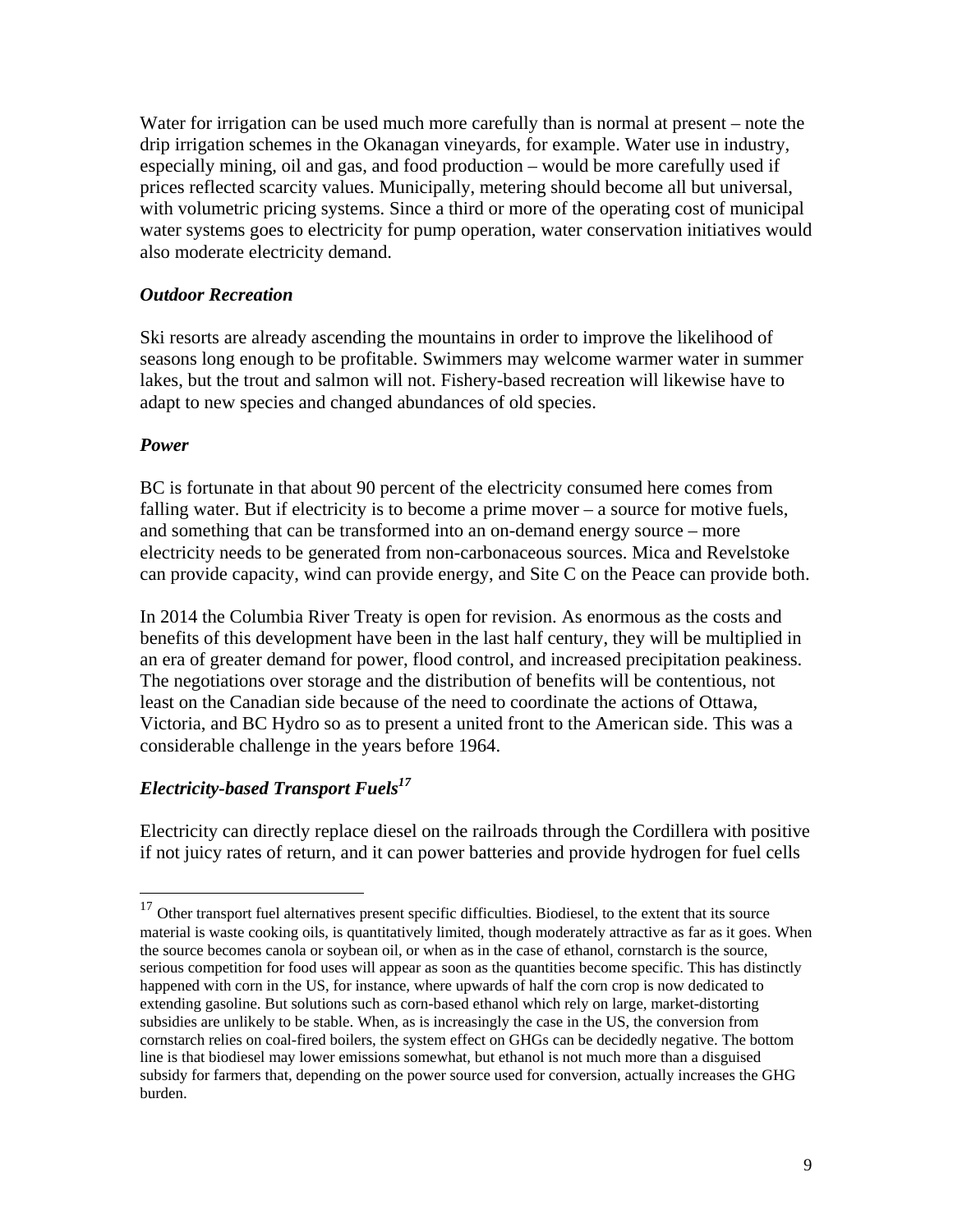Water for irrigation can be used much more carefully than is normal at present – note the drip irrigation schemes in the Okanagan vineyards, for example. Water use in industry, especially mining, oil and gas, and food production – would be more carefully used if prices reflected scarcity values. Municipally, metering should become all but universal, with volumetric pricing systems. Since a third or more of the operating cost of municipal water systems goes to electricity for pump operation, water conservation initiatives would also moderate electricity demand.

### *Outdoor Recreation*

Ski resorts are already ascending the mountains in order to improve the likelihood of seasons long enough to be profitable. Swimmers may welcome warmer water in summer lakes, but the trout and salmon will not. Fishery-based recreation will likewise have to adapt to new species and changed abundances of old species.

### *Power*

BC is fortunate in that about 90 percent of the electricity consumed here comes from falling water. But if electricity is to become a prime mover – a source for motive fuels, and something that can be transformed into an on-demand energy source – more electricity needs to be generated from non-carbonaceous sources. Mica and Revelstoke can provide capacity, wind can provide energy, and Site C on the Peace can provide both.

In 2014 the Columbia River Treaty is open for revision. As enormous as the costs and benefits of this development have been in the last half century, they will be multiplied in an era of greater demand for power, flood control, and increased precipitation peakiness. The negotiations over storage and the distribution of benefits will be contentious, not least on the Canadian side because of the need to coordinate the actions of Ottawa, Victoria, and BC Hydro so as to present a united front to the American side. This was a considerable challenge in the years before 1964.

### *Electricity-based Transport Fuels*[17]

Electricity can directly replace diesel on the railroads through the Cordillera with positive if not juicy rates of return, and it can power batteries and provide hydrogen for fuel cells

---

[17] Other transport fuel alternatives present specific difficulties. Biodiesel, to the extent that its source material is waste cooking oils, is quantitatively limited, though moderately attractive as far as it goes. When the source becomes canola or soybean oil, or when as in the case of ethanol, cornstarch is the source, serious competition for food uses will appear as soon as the quantities become specific. This has distinctly happened with corn in the US, for instance, where upwards of half the corn crop is now dedicated to extending gasoline. But solutions such as corn-based ethanol which rely on large, market-distorting subsidies are unlikely to be stable. When, as is increasingly the case in the US, the conversion from cornstarch relies on coal-fired boilers, the system effect on GHGs can be decidedly negative. The bottom line is that biodiesel may lower emissions somewhat, but ethanol is not much more than a disguised subsidy for farmers that, depending on the power source used for conversion, actually increases the GHG burden.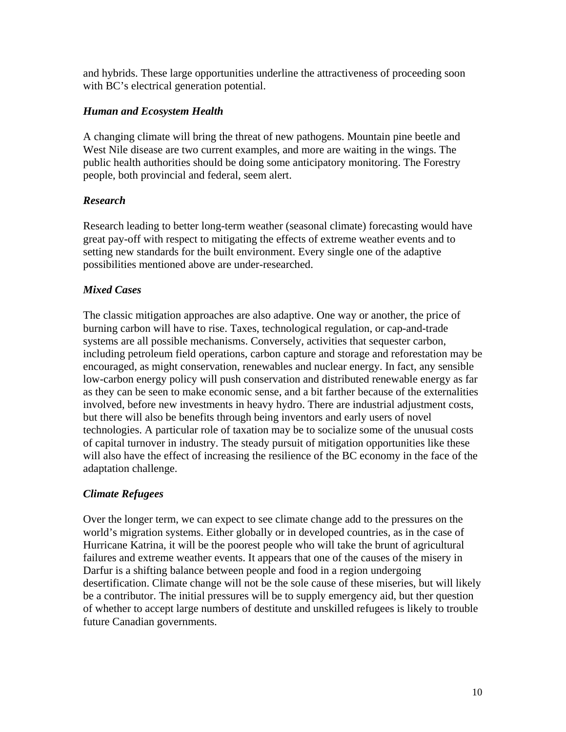and hybrids. These large opportunities underline the attractiveness of proceeding soon with BC's electrical generation potential.

### *Human and Ecosystem Health*

A changing climate will bring the threat of new pathogens. Mountain pine beetle and West Nile disease are two current examples, and more are waiting in the wings. The public health authorities should be doing some anticipatory monitoring. The Forestry people, both provincial and federal, seem alert.

### *Research*

Research leading to better long-term weather (seasonal climate) forecasting would have great pay-off with respect to mitigating the effects of extreme weather events and to setting new standards for the built environment. Every single one of the adaptive possibilities mentioned above are under-researched.

### *Mixed Cases*

The classic mitigation approaches are also adaptive. One way or another, the price of burning carbon will have to rise. Taxes, technological regulation, or cap-and-trade systems are all possible mechanisms. Conversely, activities that sequester carbon, including petroleum field operations, carbon capture and storage and reforestation may be encouraged, as might conservation, renewables and nuclear energy. In fact, any sensible low-carbon energy policy will push conservation and distributed renewable energy as far as they can be seen to make economic sense, and a bit farther because of the externalities involved, before new investments in heavy hydro. There are industrial adjustment costs, but there will also be benefits through being inventors and early users of novel technologies. A particular role of taxation may be to socialize some of the unusual costs of capital turnover in industry. The steady pursuit of mitigation opportunities like these will also have the effect of increasing the resilience of the BC economy in the face of the adaptation challenge.

### *Climate Refugees*

Over the longer term, we can expect to see climate change add to the pressures on the world's migration systems. Either globally or in developed countries, as in the case of Hurricane Katrina, it will be the poorest people who will take the brunt of agricultural failures and extreme weather events. It appears that one of the causes of the misery in Darfur is a shifting balance between people and food in a region undergoing desertification. Climate change will not be the sole cause of these miseries, but will likely be a contributor. The initial pressures will be to supply emergency aid, but ther question of whether to accept large numbers of destitute and unskilled refugees is likely to trouble future Canadian governments.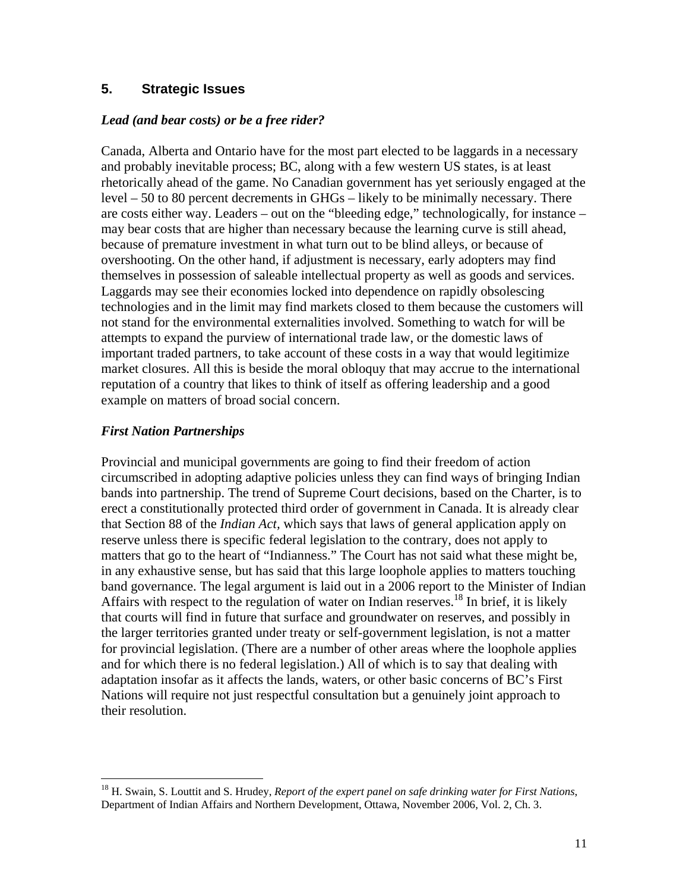## 5. Strategic Issues

### *Lead (and bear costs) or be a free rider?*

Canada, Alberta and Ontario have for the most part elected to be laggards in a necessary and probably inevitable process; BC, along with a few western US states, is at least rhetorically ahead of the game. No Canadian government has yet seriously engaged at the level – 50 to 80 percent decrements in GHGs – likely to be minimally necessary. There are costs either way. Leaders – out on the "bleeding edge," technologically, for instance – may bear costs that are higher than necessary because the learning curve is still ahead, because of premature investment in what turn out to be blind alleys, or because of overshooting. On the other hand, if adjustment is necessary, early adopters may find themselves in possession of saleable intellectual property as well as goods and services. Laggards may see their economies locked into dependence on rapidly obsolescing technologies and in the limit may find markets closed to them because the customers will not stand for the environmental externalities involved. Something to watch for will be attempts to expand the purview of international trade law, or the domestic laws of important traded partners, to take account of these costs in a way that would legitimize market closures. All this is beside the moral obloquy that may accrue to the international reputation of a country that likes to think of itself as offering leadership and a good example on matters of broad social concern.

### *First Nation Partnerships*

Provincial and municipal governments are going to find their freedom of action circumscribed in adopting adaptive policies unless they can find ways of bringing Indian bands into partnership. The trend of Supreme Court decisions, based on the Charter, is to erect a constitutionally protected third order of government in Canada. It is already clear that Section 88 of the *Indian Act,* which says that laws of general application apply on reserve unless there is specific federal legislation to the contrary, does not apply to matters that go to the heart of "Indianness." The Court has not said what these might be, in any exhaustive sense, but has said that this large loophole applies to matters touching band governance. The legal argument is laid out in a 2006 report to the Minister of Indian Affairs with respect to the regulation of water on Indian reserves.[18] In brief, it is likely that courts will find in future that surface and groundwater on reserves, and possibly in the larger territories granted under treaty or self-government legislation, is not a matter for provincial legislation. (There are a number of other areas where the loophole applies and for which there is no federal legislation.) All of which is to say that dealing with adaptation insofar as it affects the lands, waters, or other basic concerns of BC's First Nations will require not just respectful consultation but a genuinely joint approach to their resolution.

---

[18] H. Swain, S. Louttit and S. Hrudey, *Report of the expert panel on safe drinking water for First Nations*, Department of Indian Affairs and Northern Development, Ottawa, November 2006, Vol. 2, Ch. 3.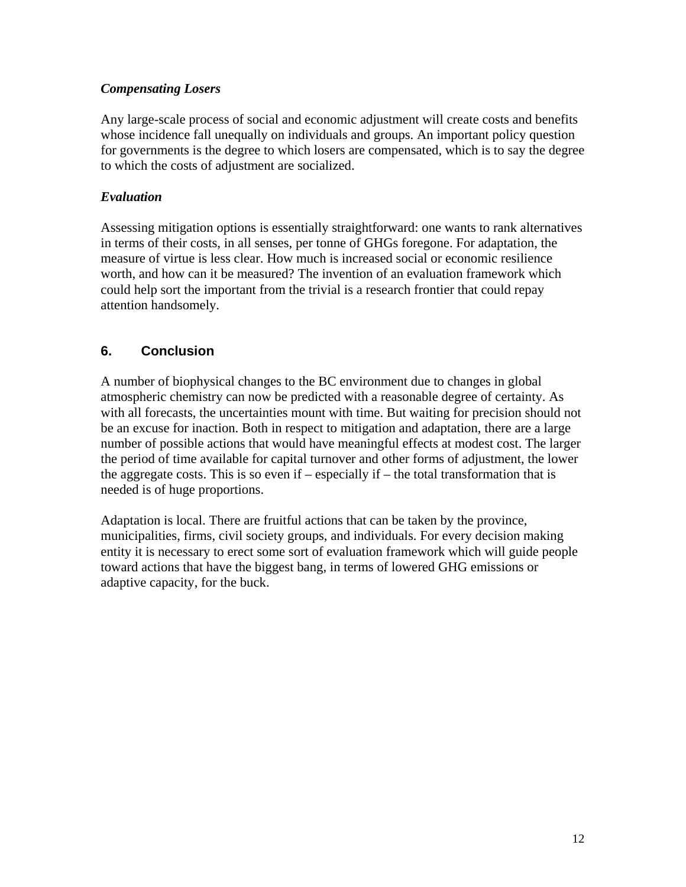*Compensating Losers*

Any large-scale process of social and economic adjustment will create costs and benefits whose incidence fall unequally on individuals and groups. An important policy question for governments is the degree to which losers are compensated, which is to say the degree to which the costs of adjustment are socialized.

*Evaluation*

Assessing mitigation options is essentially straightforward: one wants to rank alternatives in terms of their costs, in all senses, per tonne of GHGs foregone. For adaptation, the measure of virtue is less clear. How much is increased social or economic resilience worth, and how can it be measured? The invention of an evaluation framework which could help sort the important from the trivial is a research frontier that could repay attention handsomely.

## 6. Conclusion

A number of biophysical changes to the BC environment due to changes in global atmospheric chemistry can now be predicted with a reasonable degree of certainty. As with all forecasts, the uncertainties mount with time. But waiting for precision should not be an excuse for inaction. Both in respect to mitigation and adaptation, there are a large number of possible actions that would have meaningful effects at modest cost. The larger the period of time available for capital turnover and other forms of adjustment, the lower the aggregate costs. This is so even if – especially if – the total transformation that is needed is of huge proportions.

Adaptation is local. There are fruitful actions that can be taken by the province, municipalities, firms, civil society groups, and individuals. For every decision making entity it is necessary to erect some sort of evaluation framework which will guide people toward actions that have the biggest bang, in terms of lowered GHG emissions or adaptive capacity, for the buck.